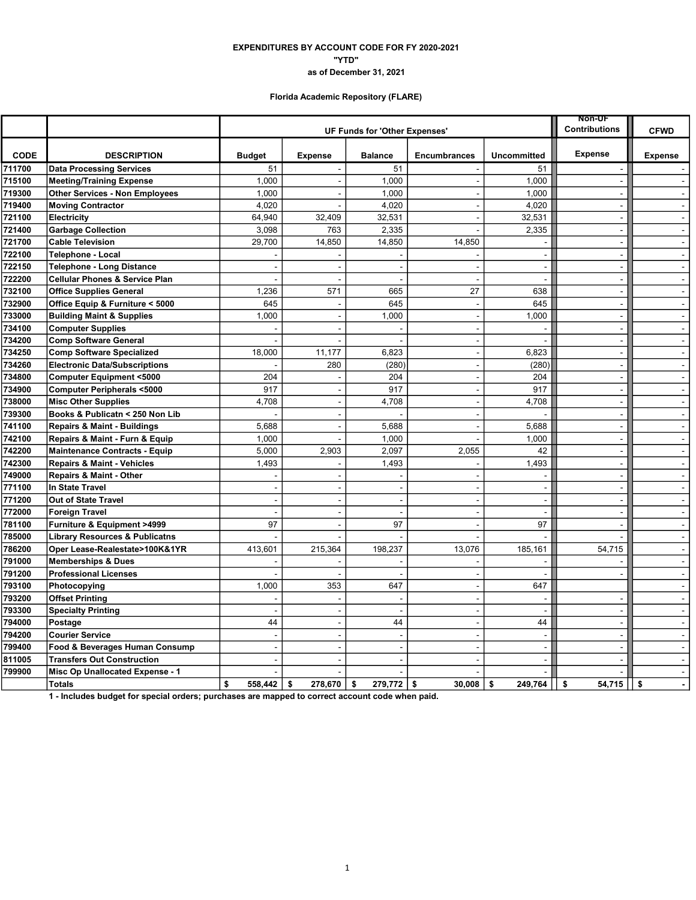**EXPENDITURES BY ACCOUNT CODE FOR FY 2020-2021**

**"YTD"**

**as of December 31, 2021**

**Florida Academic Repository (FLARE)**

| | | UF Funds for 'Other Expenses' | | | | | Non-UF Contributions | CFWD |
|---|---|---|---|---|---|---|---|---|
| **CODE** | **DESCRIPTION** | **Budget** | **Expense** | **Balance** | **Encumbrances** | **Uncommitted** | **Expense** | **Expense** |
| 711700 | Data Processing Services | 51 | - | 51 | - | 51 | - | - |
| 715100 | Meeting/Training Expense | 1,000 | - | 1,000 | - | 1,000 | - | - |
| 719300 | Other Services - Non Employees | 1,000 | - | 1,000 | - | 1,000 | - | - |
| 719400 | Moving Contractor | 4,020 | - | 4,020 | - | 4,020 | - | - |
| 721100 | Electricity | 64,940 | 32,409 | 32,531 | - | 32,531 | - | - |
| 721400 | Garbage Collection | 3,098 | 763 | 2,335 | - | 2,335 | - | - |
| 721700 | Cable Television | 29,700 | 14,850 | 14,850 | 14,850 | - | - | - |
| 722100 | Telephone - Local | - | - | - | - | - | - | - |
| 722150 | Telephone - Long Distance | - | - | - | - | - | - | - |
| 722200 | Cellular Phones & Service Plan | - | - | - | - | - | - | - |
| 732100 | Office Supplies General | 1,236 | 571 | 665 | 27 | 638 | - | - |
| 732900 | Office Equip & Furniture < 5000 | 645 | - | 645 | - | 645 | - | - |
| 733000 | Building Maint & Supplies | 1,000 | - | 1,000 | - | 1,000 | - | - |
| 734100 | Computer Supplies | - | - | - | - | - | - | - |
| 734200 | Comp Software General | - | - | - | - | - | - | - |
| 734250 | Comp Software Specialized | 18,000 | 11,177 | 6,823 | - | 6,823 | - | - |
| 734260 | Electronic Data/Subscriptions | - | 280 | (280) | - | (280) | - | - |
| 734800 | Computer Equipment <5000 | 204 | - | 204 | - | 204 | - | - |
| 734900 | Computer Peripherals <5000 | 917 | - | 917 | - | 917 | - | - |
| 738000 | Misc Other Supplies | 4,708 | - | 4,708 | - | 4,708 | - | - |
| 739300 | Books & Publicatn < 250 Non Lib | - | - | - | - | - | - | - |
| 741100 | Repairs & Maint - Buildings | 5,688 | - | 5,688 | - | 5,688 | - | - |
| 742100 | Repairs & Maint - Furn & Equip | 1,000 | - | 1,000 | - | 1,000 | - | - |
| 742200 | Maintenance Contracts - Equip | 5,000 | 2,903 | 2,097 | 2,055 | 42 | - | - |
| 742300 | Repairs & Maint - Vehicles | 1,493 | - | 1,493 | - | 1,493 | - | - |
| 749000 | Repairs & Maint - Other | - | - | - | - | - | - | - |
| 771100 | In State Travel | - | - | - | - | - | - | - |
| 771200 | Out of State Travel | - | - | - | - | - | - | - |
| 772000 | Foreign Travel | - | - | - | - | - | - | - |
| 781100 | Furniture & Equipment >4999 | 97 | - | 97 | - | 97 | - | - |
| 785000 | Library Resources & Publicatns | - | - | - | - | - | - | - |
| 786200 | Oper Lease-Realestate>100K&1YR | 413,601 | 215,364 | 198,237 | 13,076 | 185,161 | 54,715 | - |
| 791000 | Memberships & Dues | - | - | - | - | - | - | - |
| 791200 | Professional Licenses | - | - | - | - | - | - | - |
| 793100 | Photocopying | 1,000 | 353 | 647 | - | 647 | | - |
| 793200 | Offset Printing | - | - | - | - | - | - | - |
| 793300 | Specialty Printing | - | - | - | - | - | - | - |
| 794000 | Postage | 44 | - | 44 | - | 44 | - | - |
| 794200 | Courier Service | - | - | - | - | - | - | - |
| 799400 | Food & Beverages Human Consump | - | - | - | - | - | - | - |
| 811005 | Transfers Out Construction | - | - | - | - | - | - | - |
| 799900 | Misc Op Unallocated Expense - 1 | - | - | - | - | - | - | - |
| | **Totals** | **$ 558,442** | **$ 278,670** | **$ 279,772** | **$ 30,008** | **$ 249,764** | **$ 54,715** | **$ -** |

**1 - Includes budget for special orders; purchases are mapped to correct account code when paid.**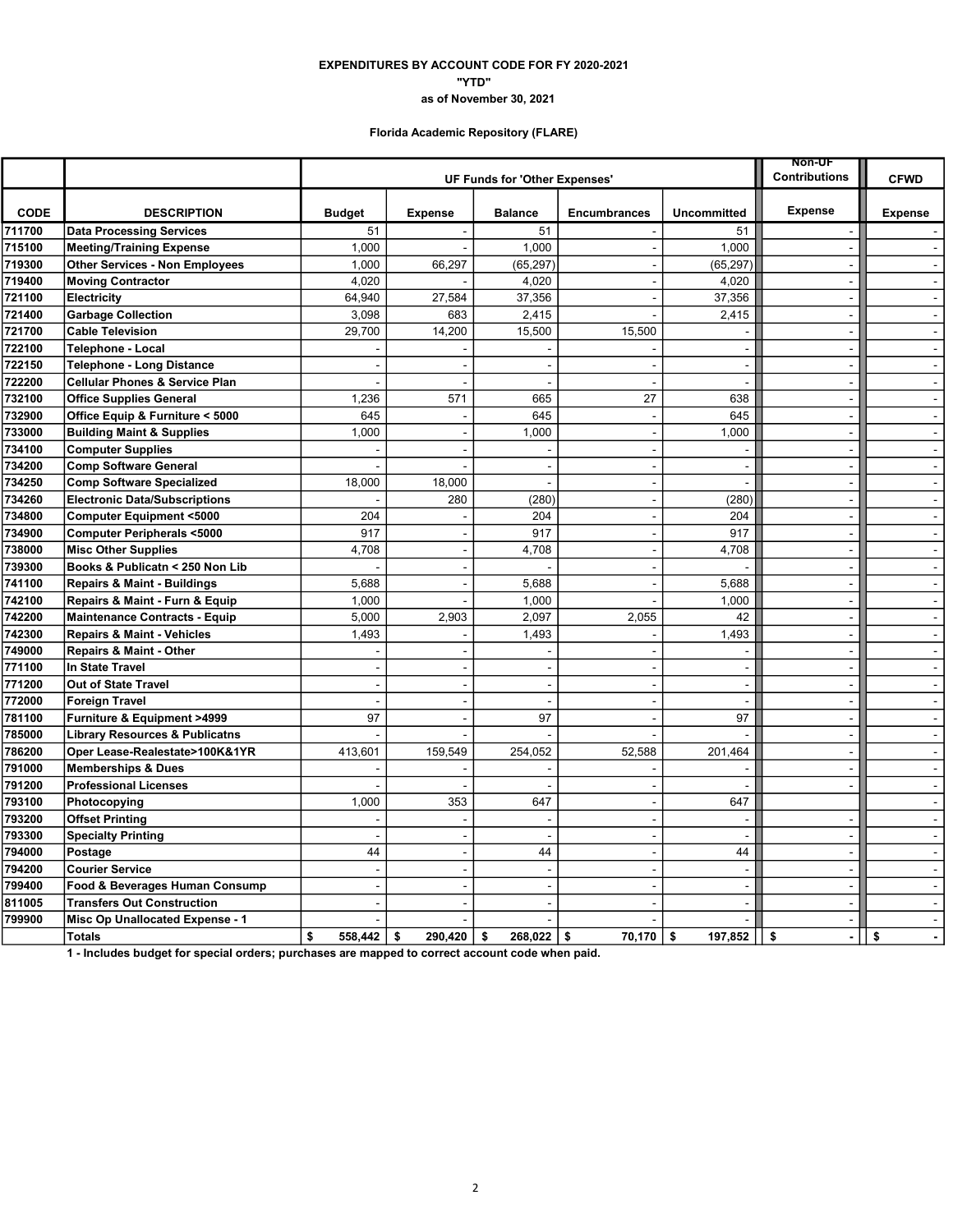**EXPENDITURES BY ACCOUNT CODE FOR FY 2020-2021**

**"YTD"**

**as of November 30, 2021**

**Florida Academic Repository (FLARE)**

| | | UF Funds for 'Other Expenses' | | | | | Non-UF Contributions | CFWD |
|---|---|---|---|---|---|---|---|---|
| **CODE** | **DESCRIPTION** | **Budget** | **Expense** | **Balance** | **Encumbrances** | **Uncommitted** | **Expense** | **Expense** |
| 711700 | Data Processing Services | 51 | - | 51 | - | 51 | - | - |
| 715100 | Meeting/Training Expense | 1,000 | - | 1,000 | - | 1,000 | - | - |
| 719300 | Other Services - Non Employees | 1,000 | 66,297 | (65,297) | - | (65,297) | - | - |
| 719400 | Moving Contractor | 4,020 | - | 4,020 | - | 4,020 | - | - |
| 721100 | Electricity | 64,940 | 27,584 | 37,356 | - | 37,356 | - | - |
| 721400 | Garbage Collection | 3,098 | 683 | 2,415 | - | 2,415 | - | - |
| 721700 | Cable Television | 29,700 | 14,200 | 15,500 | 15,500 | - | - | - |
| 722100 | Telephone - Local | - | - | - | - | - | - | - |
| 722150 | Telephone - Long Distance | - | - | - | - | - | - | - |
| 722200 | Cellular Phones & Service Plan | - | - | - | - | - | - | - |
| 732100 | Office Supplies General | 1,236 | 571 | 665 | 27 | 638 | - | - |
| 732900 | Office Equip & Furniture < 5000 | 645 | - | 645 | - | 645 | - | - |
| 733000 | Building Maint & Supplies | 1,000 | - | 1,000 | - | 1,000 | - | - |
| 734100 | Computer Supplies | - | - | - | - | - | - | - |
| 734200 | Comp Software General | - | - | - | - | - | - | - |
| 734250 | Comp Software Specialized | 18,000 | 18,000 | - | - | - | - | - |
| 734260 | Electronic Data/Subscriptions | - | 280 | (280) | - | (280) | - | - |
| 734800 | Computer Equipment <5000 | 204 | - | 204 | - | 204 | - | - |
| 734900 | Computer Peripherals <5000 | 917 | - | 917 | - | 917 | - | - |
| 738000 | Misc Other Supplies | 4,708 | - | 4,708 | - | 4,708 | - | - |
| 739300 | Books & Publicatn < 250 Non Lib | - | - | - | - | - | - | - |
| 741100 | Repairs & Maint - Buildings | 5,688 | - | 5,688 | - | 5,688 | - | - |
| 742100 | Repairs & Maint - Furn & Equip | 1,000 | - | 1,000 | - | 1,000 | - | - |
| 742200 | Maintenance Contracts - Equip | 5,000 | 2,903 | 2,097 | 2,055 | 42 | - | - |
| 742300 | Repairs & Maint - Vehicles | 1,493 | - | 1,493 | - | 1,493 | - | - |
| 749000 | Repairs & Maint - Other | - | - | - | - | - | - | - |
| 771100 | In State Travel | - | - | - | - | - | - | - |
| 771200 | Out of State Travel | - | - | - | - | - | - | - |
| 772000 | Foreign Travel | - | - | - | - | - | - | - |
| 781100 | Furniture & Equipment >4999 | 97 | - | 97 | - | 97 | - | - |
| 785000 | Library Resources & Publicatns | - | - | - | - | - | - | - |
| 786200 | Oper Lease-Realestate>100K&1YR | 413,601 | 159,549 | 254,052 | 52,588 | 201,464 | - | - |
| 791000 | Memberships & Dues | - | - | - | - | - | - | - |
| 791200 | Professional Licenses | - | - | - | - | - | - | - |
| 793100 | Photocopying | 1,000 | 353 | 647 | - | 647 | | - |
| 793200 | Offset Printing | - | - | - | - | - | - | - |
| 793300 | Specialty Printing | - | - | - | - | - | - | - |
| 794000 | Postage | 44 | - | 44 | - | 44 | - | - |
| 794200 | Courier Service | - | - | - | - | - | - | - |
| 799400 | Food & Beverages Human Consump | - | - | - | - | - | - | - |
| 811005 | Transfers Out Construction | - | - | - | - | - | - | - |
| 799900 | Misc Op Unallocated Expense - 1 | - | - | - | - | - | - | - |
| | **Totals** | **$ 558,442** | **$ 290,420** | **$ 268,022** | **$ 70,170** | **$ 197,852** | **$ -** | **$ -** |

**1 - Includes budget for special orders; purchases are mapped to correct account code when paid.**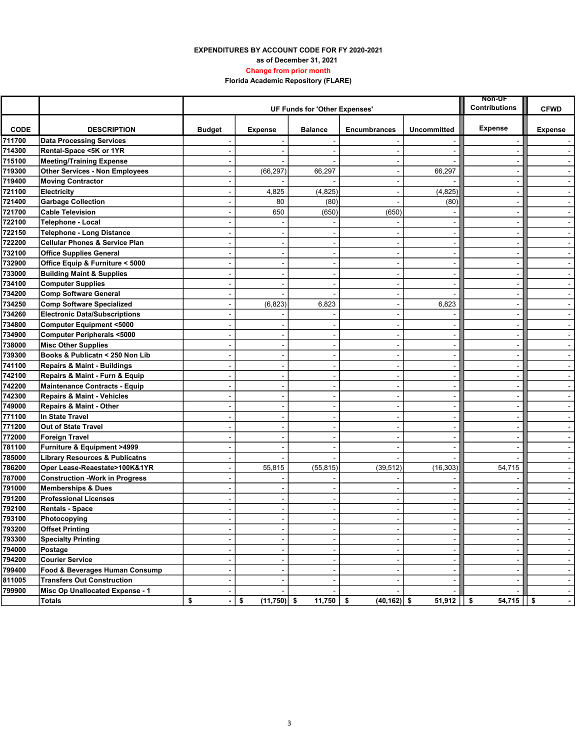**EXPENDITURES BY ACCOUNT CODE FOR FY 2020-2021**

**as of December 31, 2021**

**Change from prior month**

**Florida Academic Repository (FLARE)**

| | | UF Funds for 'Other Expenses' | | | | | Non-UF Contributions | CFWD |
|---|---|---|---|---|---|---|---|---|
| CODE | DESCRIPTION | Budget | Expense | Balance | Encumbrances | Uncommitted | Expense | Expense |
| 711700 | Data Processing Services | - | - | - | - | - | - | - |
| 714300 | Rental-Space <5K or 1YR | - | - | - | - | - | - | - |
| 715100 | Meeting/Training Expense | - | - | - | - | - | - | - |
| 719300 | Other Services - Non Employees | - | (66,297) | 66,297 | - | 66,297 | - | - |
| 719400 | Moving Contractor | - | - | - | - | - | - | - |
| 721100 | Electricity | - | 4,825 | (4,825) | - | (4,825) | - | - |
| 721400 | Garbage Collection | - | 80 | (80) | - | (80) | - | - |
| 721700 | Cable Television | - | 650 | (650) | (650) | - | - | - |
| 722100 | Telephone - Local | - | - | - | - | - | - | - |
| 722150 | Telephone - Long Distance | - | - | - | - | - | - | - |
| 722200 | Cellular Phones & Service Plan | - | - | - | - | - | - | - |
| 732100 | Office Supplies General | - | - | - | - | - | - | - |
| 732900 | Office Equip & Furniture < 5000 | - | - | - | - | - | - | - |
| 733000 | Building Maint & Supplies | - | - | - | - | - | - | - |
| 734100 | Computer Supplies | - | - | - | - | - | - | - |
| 734200 | Comp Software General | - | - | - | - | - | - | - |
| 734250 | Comp Software Specialized | - | (6,823) | 6,823 | - | 6,823 | - | - |
| 734260 | Electronic Data/Subscriptions | - | - | - | - | - | - | - |
| 734800 | Computer Equipment <5000 | - | - | - | - | - | - | - |
| 734900 | Computer Peripherals <5000 | - | - | - | - | - | - | - |
| 738000 | Misc Other Supplies | - | - | - | - | - | - | - |
| 739300 | Books & Publicatn < 250 Non Lib | - | - | - | - | - | - | - |
| 741100 | Repairs & Maint - Buildings | - | - | - | - | - | - | - |
| 742100 | Repairs & Maint - Furn & Equip | - | - | - | - | - | - | - |
| 742200 | Maintenance Contracts - Equip | - | - | - | - | - | - | - |
| 742300 | Repairs & Maint - Vehicles | - | - | - | - | - | - | - |
| 749000 | Repairs & Maint - Other | - | - | - | - | - | - | - |
| 771100 | In State Travel | - | - | - | - | - | - | - |
| 771200 | Out of State Travel | - | - | - | - | - | - | - |
| 772000 | Foreign Travel | - | - | - | - | - | - | - |
| 781100 | Furniture & Equipment >4999 | - | - | - | - | - | - | - |
| 785000 | Library Resources & Publicatns | - | - | - | - | - | - | - |
| 786200 | Oper Lease-Reaestate>100K&1YR | - | 55,815 | (55,815) | (39,512) | (16,303) | 54,715 | - |
| 787000 | Construction -Work in Progress | - | - | - | - | - | - | - |
| 791000 | Memberships & Dues | - | - | - | - | - | - | - |
| 791200 | Professional Licenses | - | - | - | - | - | - | - |
| 792100 | Rentals - Space | - | - | - | - | - | - | - |
| 793100 | Photocopying | - | - | - | - | - | - | - |
| 793200 | Offset Printing | - | - | - | - | - | - | - |
| 793300 | Specialty Printing | - | - | - | - | - | - | - |
| 794000 | Postage | - | - | - | - | - | - | - |
| 794200 | Courier Service | - | - | - | - | - | - | - |
| 799400 | Food & Beverages Human Consump | - | - | - | - | - | - | - |
| 811005 | Transfers Out Construction | - | - | - | - | - | - | - |
| 799900 | Misc Op Unallocated Expense - 1 | - | - | - | - | - | - | - |
| | Totals | $ - | $ (11,750) | $ 11,750 | $ (40,162) | $ 51,912 | $ 54,715 | $ - |